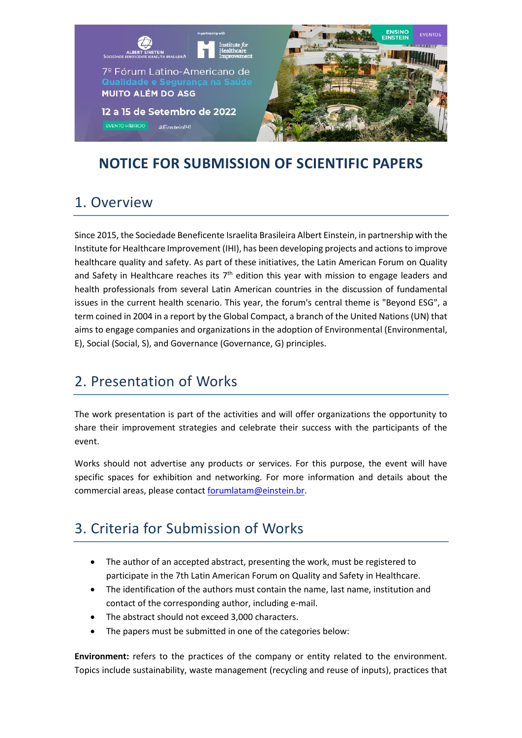# NOTICE FOR SUBMISSION OF SCIENTIFIC PAPERS

## 1. Overview

Since 2015, the Sociedade Beneficente Israelita Brasileira Albert Einstein, in partnership with the Institute for Healthcare Improvement (IHI), has been developing projects and actions to improve healthcare quality and safety. As part of these initiatives, the Latin American Forum on Quality and Safety in Healthcare reaches its 7th edition this year with mission to engage leaders and health professionals from several Latin American countries in the discussion of fundamental issues in the current health scenario. This year, the forum's central theme is "Beyond ESG", a term coined in 2004 in a report by the Global Compact, a branch of the United Nations (UN) that aims to engage companies and organizations in the adoption of Environmental (Environmental, E), Social (Social, S), and Governance (Governance, G) principles.

## 2. Presentation of Works

The work presentation is part of the activities and will offer organizations the opportunity to share their improvement strategies and celebrate their success with the participants of the event.

Works should not advertise any products or services. For this purpose, the event will have specific spaces for exhibition and networking. For more information and details about the commercial areas, please contact forumlatam@einstein.br.

## 3. Criteria for Submission of Works

- The author of an accepted abstract, presenting the work, must be registered to participate in the 7th Latin American Forum on Quality and Safety in Healthcare.
- The identification of the authors must contain the name, last name, institution and contact of the corresponding author, including e-mail.
- The abstract should not exceed 3,000 characters.
- The papers must be submitted in one of the categories below:

**Environment:** refers to the practices of the company or entity related to the environment. Topics include sustainability, waste management (recycling and reuse of inputs), practices that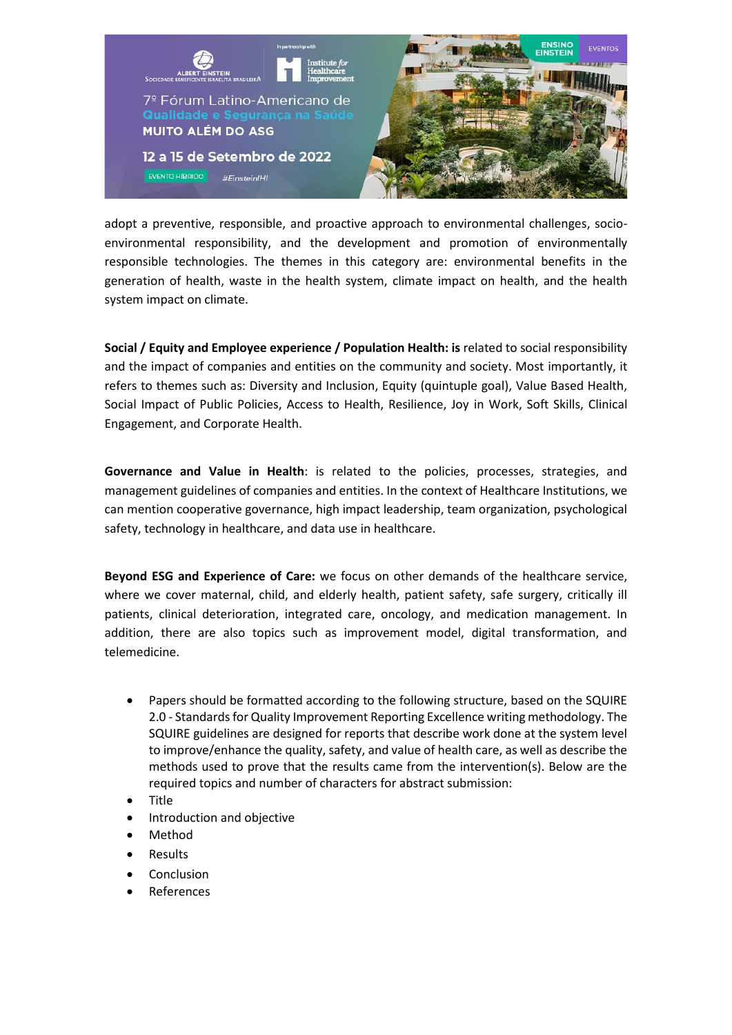adopt a preventive, responsible, and proactive approach to environmental challenges, socio-environmental responsibility, and the development and promotion of environmentally responsible technologies. The themes in this category are: environmental benefits in the generation of health, waste in the health system, climate impact on health, and the health system impact on climate.

**Social / Equity and Employee experience / Population Health: is** related to social responsibility and the impact of companies and entities on the community and society. Most importantly, it refers to themes such as: Diversity and Inclusion, Equity (quintuple goal), Value Based Health, Social Impact of Public Policies, Access to Health, Resilience, Joy in Work, Soft Skills, Clinical Engagement, and Corporate Health.

**Governance and Value in Health**: is related to the policies, processes, strategies, and management guidelines of companies and entities. In the context of Healthcare Institutions, we can mention cooperative governance, high impact leadership, team organization, psychological safety, technology in healthcare, and data use in healthcare.

**Beyond ESG and Experience of Care:** we focus on other demands of the healthcare service, where we cover maternal, child, and elderly health, patient safety, safe surgery, critically ill patients, clinical deterioration, integrated care, oncology, and medication management. In addition, there are also topics such as improvement model, digital transformation, and telemedicine.

- Papers should be formatted according to the following structure, based on the SQUIRE 2.0 - Standards for Quality Improvement Reporting Excellence writing methodology. The SQUIRE guidelines are designed for reports that describe work done at the system level to improve/enhance the quality, safety, and value of health care, as well as describe the methods used to prove that the results came from the intervention(s). Below are the required topics and number of characters for abstract submission:
- Title
- Introduction and objective
- Method
- Results
- Conclusion
- References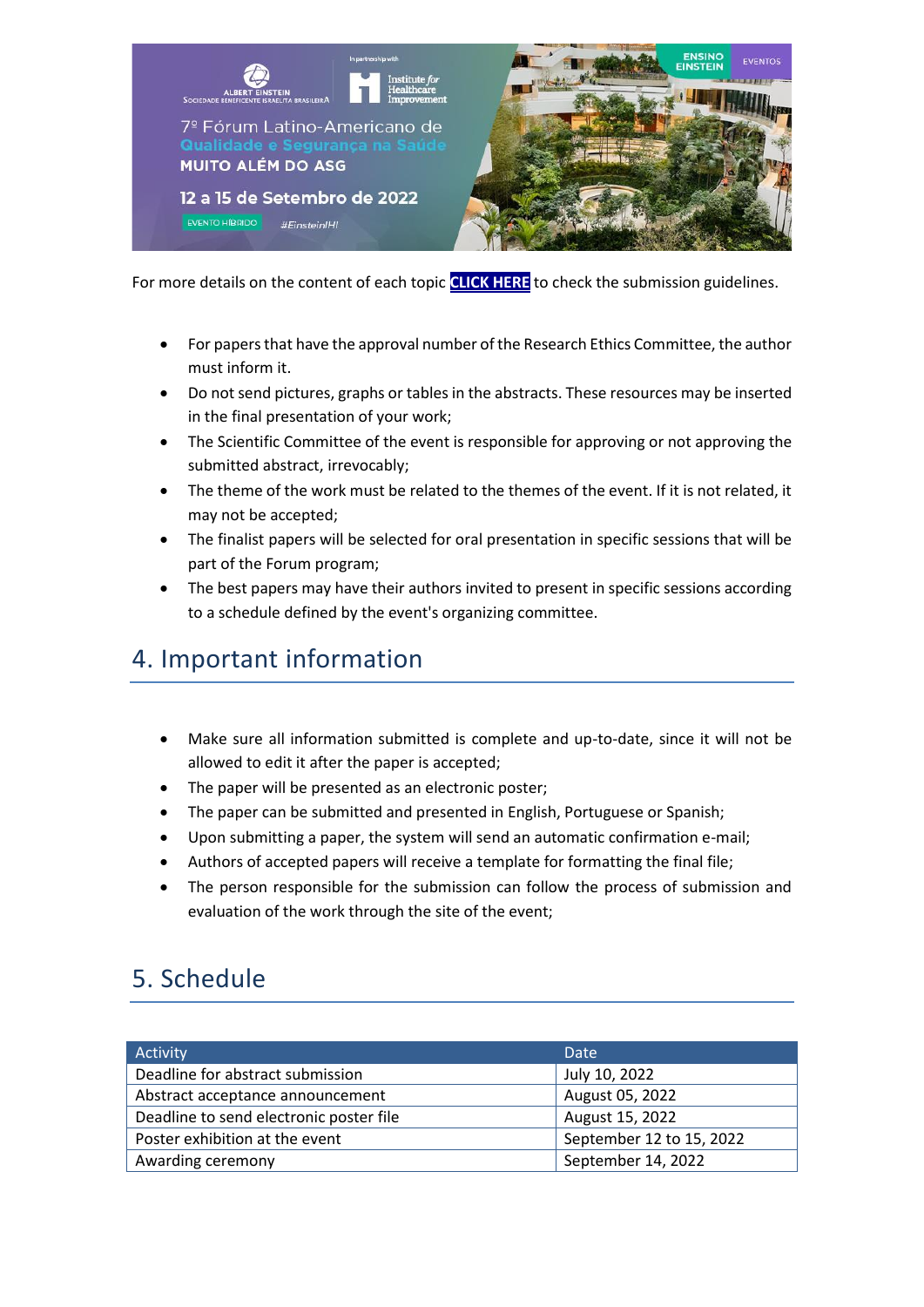For more details on the content of each topic **CLICK HERE** to check the submission guidelines.

- For papers that have the approval number of the Research Ethics Committee, the author must inform it.
- Do not send pictures, graphs or tables in the abstracts. These resources may be inserted in the final presentation of your work;
- The Scientific Committee of the event is responsible for approving or not approving the submitted abstract, irrevocably;
- The theme of the work must be related to the themes of the event. If it is not related, it may not be accepted;
- The finalist papers will be selected for oral presentation in specific sessions that will be part of the Forum program;
- The best papers may have their authors invited to present in specific sessions according to a schedule defined by the event's organizing committee.

## 4. Important information

- Make sure all information submitted is complete and up-to-date, since it will not be allowed to edit it after the paper is accepted;
- The paper will be presented as an electronic poster;
- The paper can be submitted and presented in English, Portuguese or Spanish;
- Upon submitting a paper, the system will send an automatic confirmation e-mail;
- Authors of accepted papers will receive a template for formatting the final file;
- The person responsible for the submission can follow the process of submission and evaluation of the work through the site of the event;

## 5. Schedule

| Activity | Date |
|---|---|
| Deadline for abstract submission | July 10, 2022 |
| Abstract acceptance announcement | August 05, 2022 |
| Deadline to send electronic poster file | August 15, 2022 |
| Poster exhibition at the event | September 12 to 15, 2022 |
| Awarding ceremony | September 14, 2022 |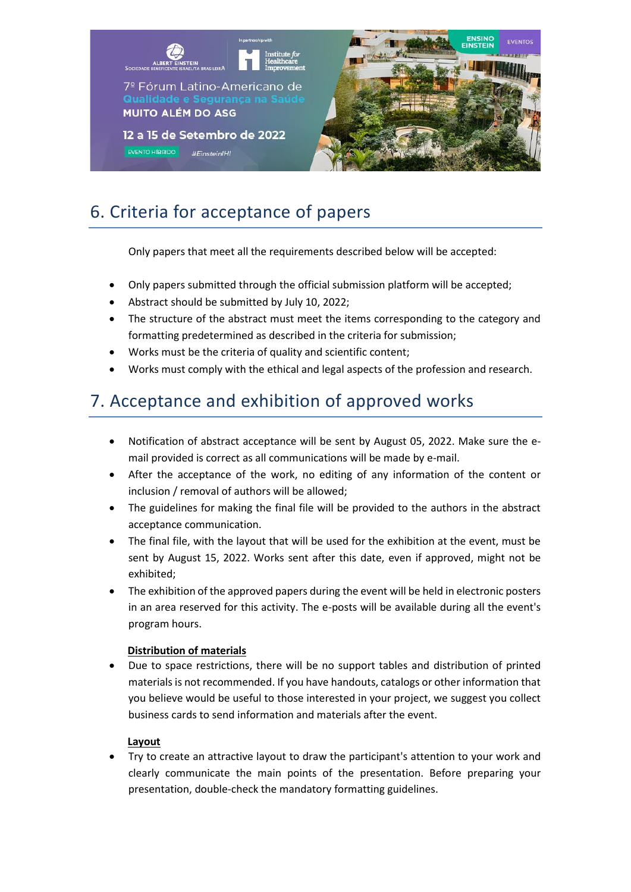## 6. Criteria for acceptance of papers

Only papers that meet all the requirements described below will be accepted:

- Only papers submitted through the official submission platform will be accepted;
- Abstract should be submitted by July 10, 2022;
- The structure of the abstract must meet the items corresponding to the category and formatting predetermined as described in the criteria for submission;
- Works must be the criteria of quality and scientific content;
- Works must comply with the ethical and legal aspects of the profession and research.

## 7. Acceptance and exhibition of approved works

- Notification of abstract acceptance will be sent by August 05, 2022. Make sure the e-mail provided is correct as all communications will be made by e-mail.
- After the acceptance of the work, no editing of any information of the content or inclusion / removal of authors will be allowed;
- The guidelines for making the final file will be provided to the authors in the abstract acceptance communication.
- The final file, with the layout that will be used for the exhibition at the event, must be sent by August 15, 2022. Works sent after this date, even if approved, might not be exhibited;
- The exhibition of the approved papers during the event will be held in electronic posters in an area reserved for this activity. The e-posts will be available during all the event's program hours.

**Distribution of materials**

- Due to space restrictions, there will be no support tables and distribution of printed materials is not recommended. If you have handouts, catalogs or other information that you believe would be useful to those interested in your project, we suggest you collect business cards to send information and materials after the event.

**Layout**

- Try to create an attractive layout to draw the participant's attention to your work and clearly communicate the main points of the presentation. Before preparing your presentation, double-check the mandatory formatting guidelines.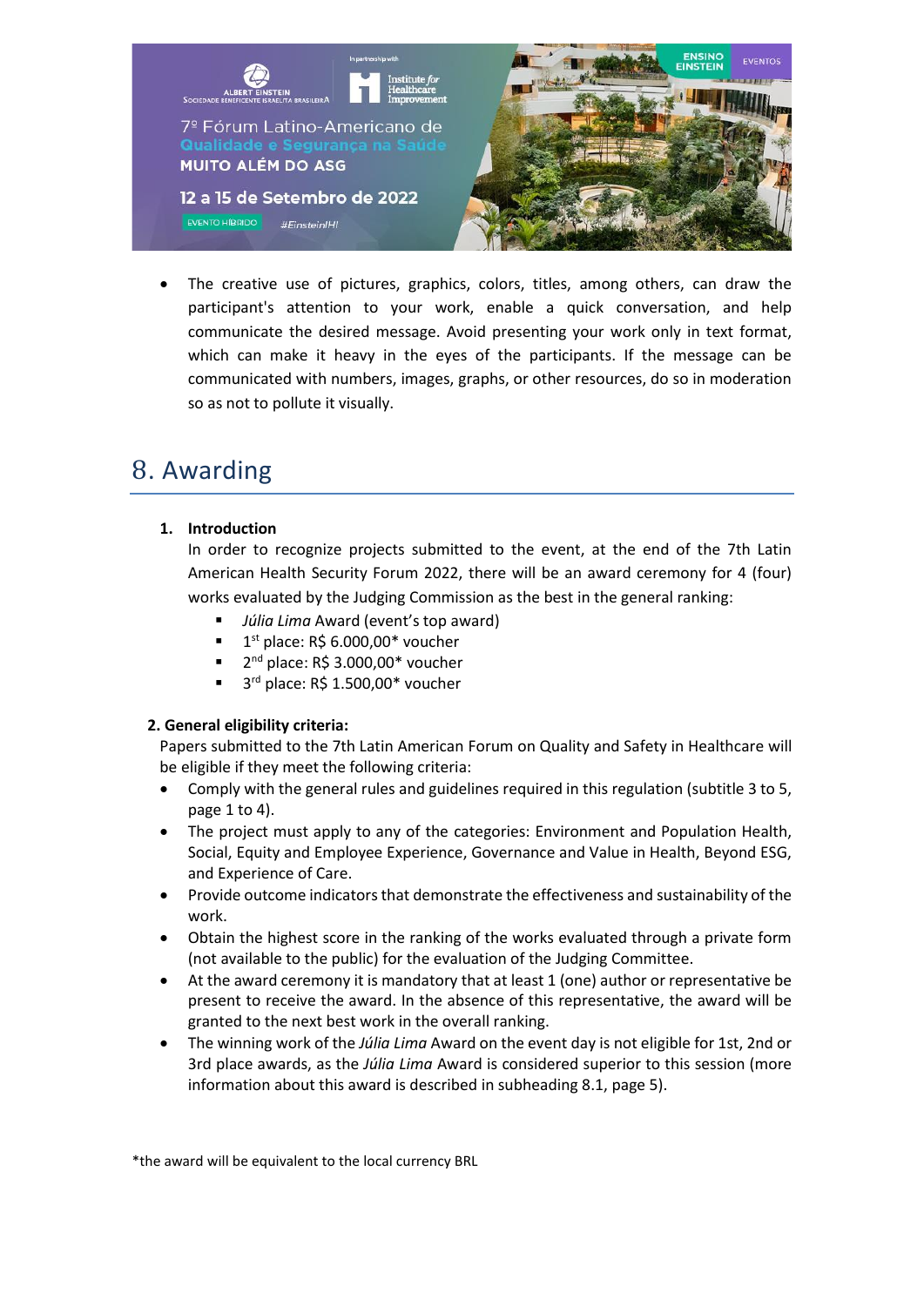- The creative use of pictures, graphics, colors, titles, among others, can draw the participant's attention to your work, enable a quick conversation, and help communicate the desired message. Avoid presenting your work only in text format, which can make it heavy in the eyes of the participants. If the message can be communicated with numbers, images, graphs, or other resources, do so in moderation so as not to pollute it visually.

# 8. Awarding

**1. Introduction**

In order to recognize projects submitted to the event, at the end of the 7th Latin American Health Security Forum 2022, there will be an award ceremony for 4 (four) works evaluated by the Judging Commission as the best in the general ranking:

- *Júlia Lima* Award (event's top award)
- 1st place: R$ 6.000,00* voucher
- 2nd place: R$ 3.000,00* voucher
- 3rd place: R$ 1.500,00* voucher

**2. General eligibility criteria:**

Papers submitted to the 7th Latin American Forum on Quality and Safety in Healthcare will be eligible if they meet the following criteria:

- Comply with the general rules and guidelines required in this regulation (subtitle 3 to 5, page 1 to 4).
- The project must apply to any of the categories: Environment and Population Health, Social, Equity and Employee Experience, Governance and Value in Health, Beyond ESG, and Experience of Care.
- Provide outcome indicators that demonstrate the effectiveness and sustainability of the work.
- Obtain the highest score in the ranking of the works evaluated through a private form (not available to the public) for the evaluation of the Judging Committee.
- At the award ceremony it is mandatory that at least 1 (one) author or representative be present to receive the award. In the absence of this representative, the award will be granted to the next best work in the overall ranking.
- The winning work of the *Júlia Lima* Award on the event day is not eligible for 1st, 2nd or 3rd place awards, as the *Júlia Lima* Award is considered superior to this session (more information about this award is described in subheading 8.1, page 5).

*the award will be equivalent to the local currency BRL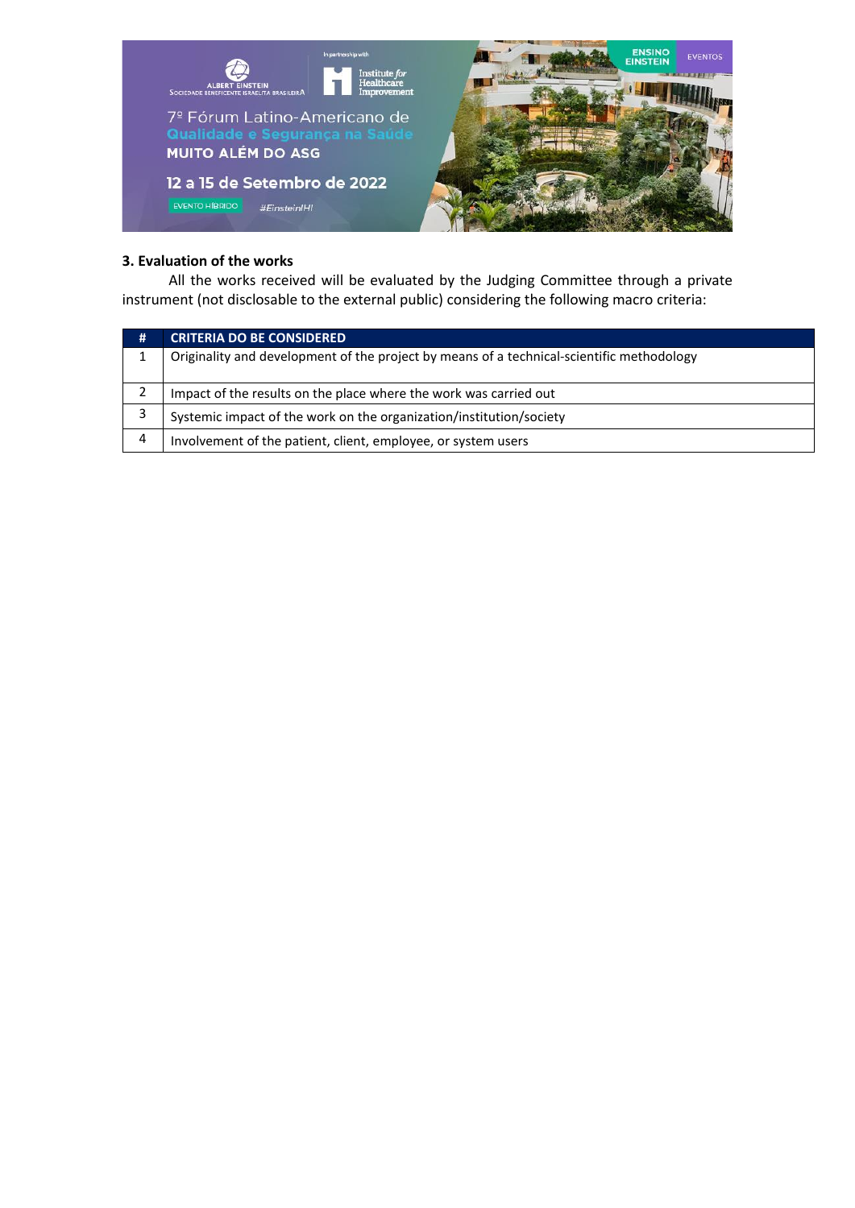### 3. Evaluation of the works

All the works received will be evaluated by the Judging Committee through a private instrument (not disclosable to the external public) considering the following macro criteria:

| # | CRITERIA DO BE CONSIDERED |
|---|---|
| 1 | Originality and development of the project by means of a technical-scientific methodology |
| 2 | Impact of the results on the place where the work was carried out |
| 3 | Systemic impact of the work on the organization/institution/society |
| 4 | Involvement of the patient, client, employee, or system users |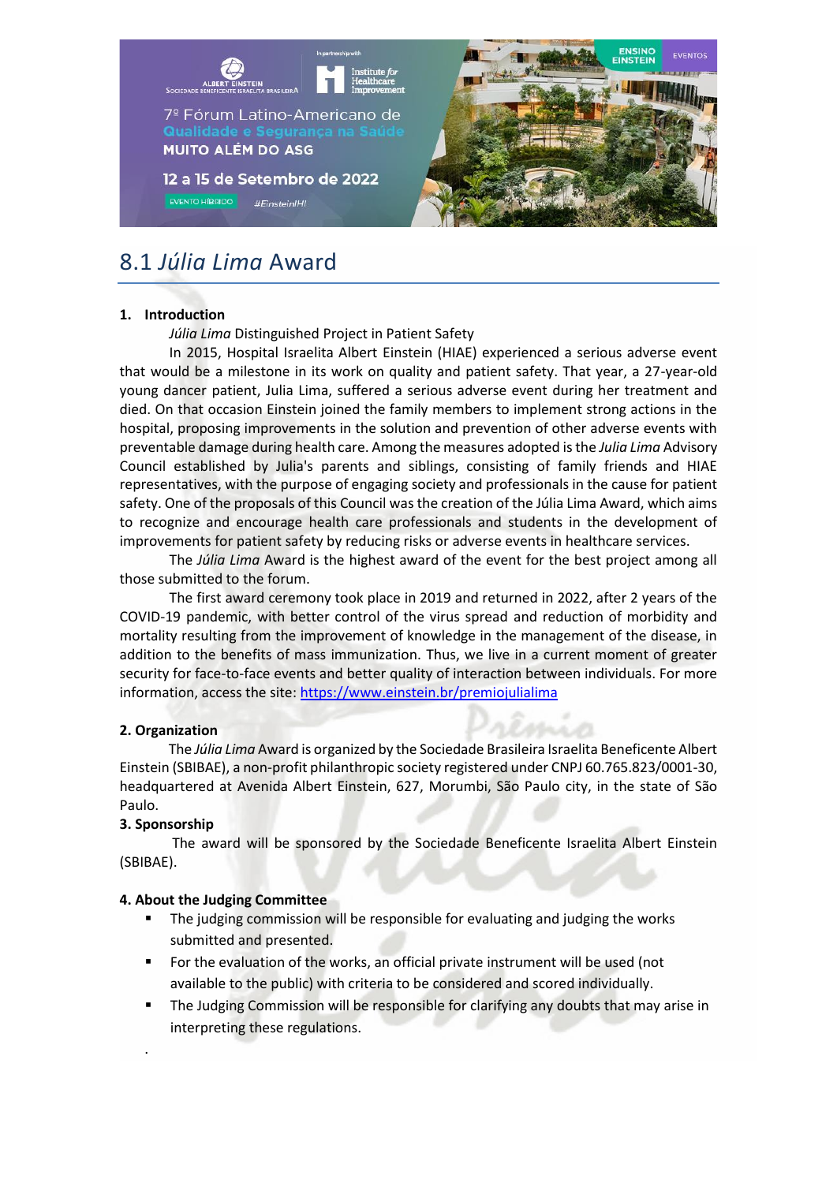# 8.1 *Júlia Lima* Award

**1. Introduction**

*Júlia Lima* Distinguished Project in Patient Safety

In 2015, Hospital Israelita Albert Einstein (HIAE) experienced a serious adverse event that would be a milestone in its work on quality and patient safety. That year, a 27-year-old young dancer patient, Julia Lima, suffered a serious adverse event during her treatment and died. On that occasion Einstein joined the family members to implement strong actions in the hospital, proposing improvements in the solution and prevention of other adverse events with preventable damage during health care. Among the measures adopted is the *Julia Lima* Advisory Council established by Julia's parents and siblings, consisting of family friends and HIAE representatives, with the purpose of engaging society and professionals in the cause for patient safety. One of the proposals of this Council was the creation of the Júlia Lima Award, which aims to recognize and encourage health care professionals and students in the development of improvements for patient safety by reducing risks or adverse events in healthcare services.

The *Júlia Lima* Award is the highest award of the event for the best project among all those submitted to the forum.

The first award ceremony took place in 2019 and returned in 2022, after 2 years of the COVID-19 pandemic, with better control of the virus spread and reduction of morbidity and mortality resulting from the improvement of knowledge in the management of the disease, in addition to the benefits of mass immunization. Thus, we live in a current moment of greater security for face-to-face events and better quality of interaction between individuals. For more information, access the site: [https://www.einstein.br/premiojulialima](https://www.einstein.br/premiojulialima)

**2. Organization**

The *Júlia Lima* Award is organized by the Sociedade Brasileira Israelita Beneficente Albert Einstein (SBIBAE), a non-profit philanthropic society registered under CNPJ 60.765.823/0001-30, headquartered at Avenida Albert Einstein, 627, Morumbi, São Paulo city, in the state of São Paulo.

**3. Sponsorship**

The award will be sponsored by the Sociedade Beneficente Israelita Albert Einstein (SBIBAE).

**4. About the Judging Committee**

- The judging commission will be responsible for evaluating and judging the works submitted and presented.
- For the evaluation of the works, an official private instrument will be used (not available to the public) with criteria to be considered and scored individually.
- The Judging Commission will be responsible for clarifying any doubts that may arise in interpreting these regulations.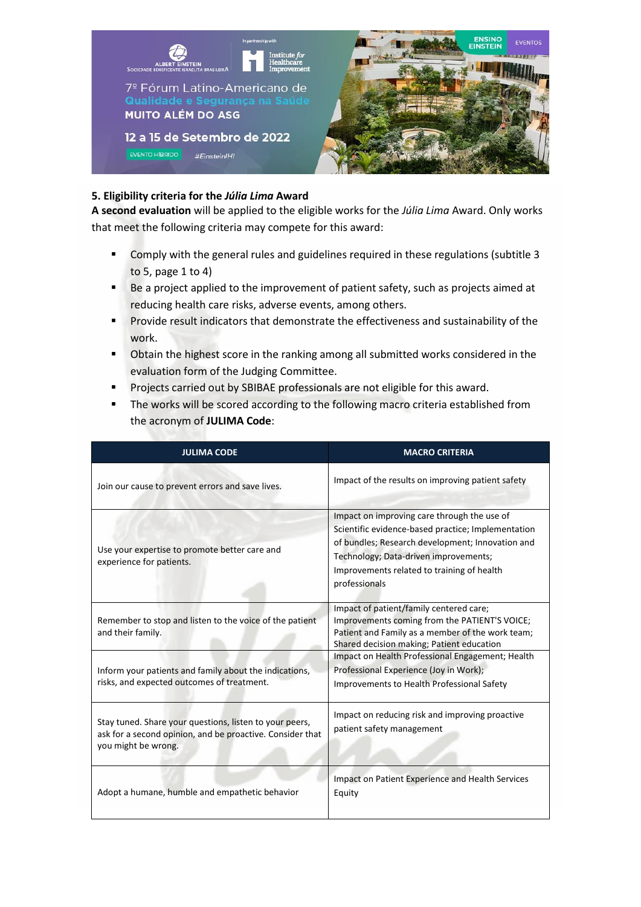## 5. Eligibility criteria for the *Júlia Lima* Award

**A second evaluation** will be applied to the eligible works for the *Júlia Lima* Award. Only works that meet the following criteria may compete for this award:

- Comply with the general rules and guidelines required in these regulations (subtitle 3 to 5, page 1 to 4)
- Be a project applied to the improvement of patient safety, such as projects aimed at reducing health care risks, adverse events, among others.
- Provide result indicators that demonstrate the effectiveness and sustainability of the work.
- Obtain the highest score in the ranking among all submitted works considered in the evaluation form of the Judging Committee.
- Projects carried out by SBIBAE professionals are not eligible for this award.
- The works will be scored according to the following macro criteria established from the acronym of **JULIMA Code**:

| JULIMA CODE | MACRO CRITERIA |
|---|---|
| Join our cause to prevent errors and save lives. | Impact of the results on improving patient safety |
| Use your expertise to promote better care and experience for patients. | Impact on improving care through the use of Scientific evidence-based practice; Implementation of bundles; Research development; Innovation and Technology; Data-driven improvements; Improvements related to training of health professionals |
| Remember to stop and listen to the voice of the patient and their family. | Impact of patient/family centered care; Improvements coming from the PATIENT'S VOICE; Patient and Family as a member of the work team; Shared decision making; Patient education |
| Inform your patients and family about the indications, risks, and expected outcomes of treatment. | Impact on Health Professional Engagement; Health Professional Experience (Joy in Work); Improvements to Health Professional Safety |
| Stay tuned. Share your questions, listen to your peers, ask for a second opinion, and be proactive. Consider that you might be wrong. | Impact on reducing risk and improving proactive patient safety management |
| Adopt a humane, humble and empathetic behavior | Impact on Patient Experience and Health Services Equity |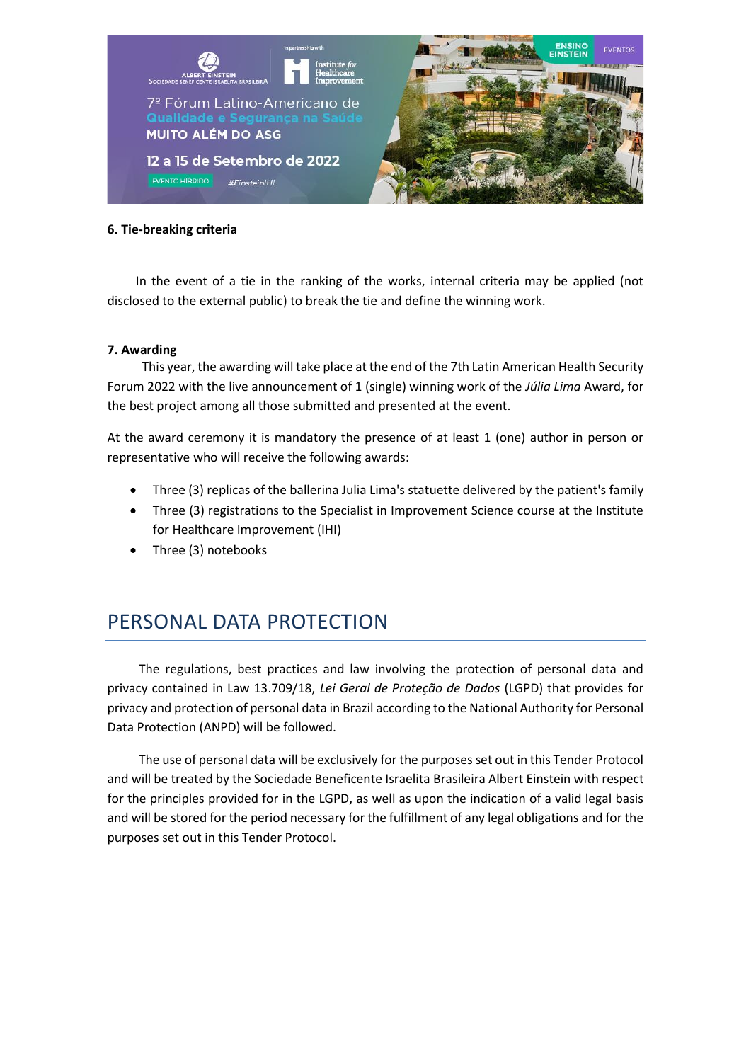**6. Tie-breaking criteria**

In the event of a tie in the ranking of the works, internal criteria may be applied (not disclosed to the external public) to break the tie and define the winning work.

**7. Awarding**

This year, the awarding will take place at the end of the 7th Latin American Health Security Forum 2022 with the live announcement of 1 (single) winning work of the *Júlia Lima* Award, for the best project among all those submitted and presented at the event.

At the award ceremony it is mandatory the presence of at least 1 (one) author in person or representative who will receive the following awards:

- Three (3) replicas of the ballerina Julia Lima's statuette delivered by the patient's family
- Three (3) registrations to the Specialist in Improvement Science course at the Institute for Healthcare Improvement (IHI)
- Three (3) notebooks

## PERSONAL DATA PROTECTION

The regulations, best practices and law involving the protection of personal data and privacy contained in Law 13.709/18, *Lei Geral de Proteção de Dados* (LGPD) that provides for privacy and protection of personal data in Brazil according to the National Authority for Personal Data Protection (ANPD) will be followed.

The use of personal data will be exclusively for the purposes set out in this Tender Protocol and will be treated by the Sociedade Beneficente Israelita Brasileira Albert Einstein with respect for the principles provided for in the LGPD, as well as upon the indication of a valid legal basis and will be stored for the period necessary for the fulfillment of any legal obligations and for the purposes set out in this Tender Protocol.